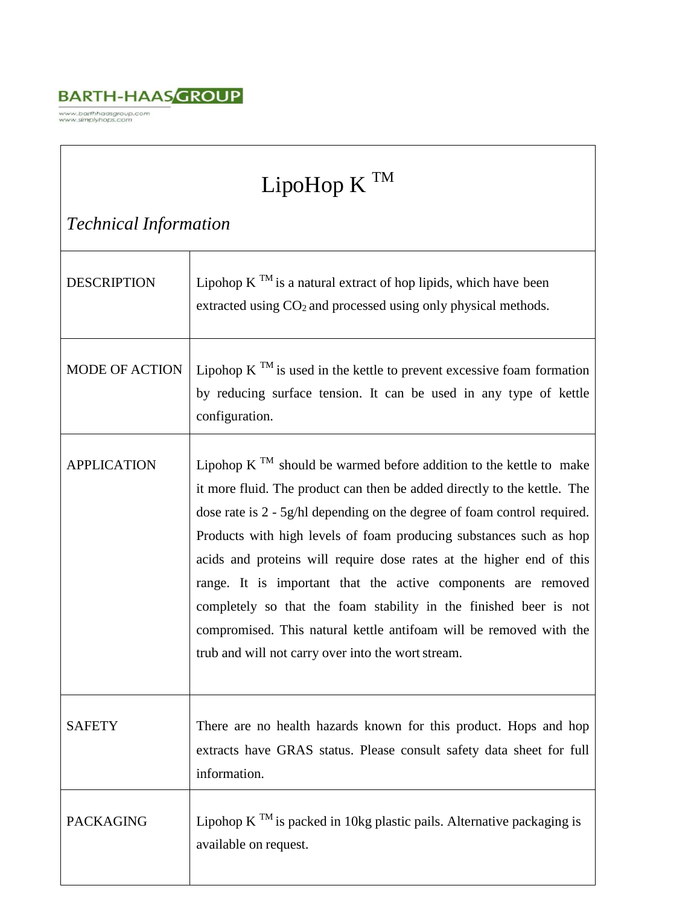BARTH-HAAS GROUP

www.barthhaasgroup.com
www.simplyhops.com

# LipoHop K ™

*Technical Information*

| | |
|---|---|
| DESCRIPTION | Lipohop K ™ is a natural extract of hop lipids, which have been extracted using $CO_2$ and processed using only physical methods. |
| MODE OF ACTION | Lipohop K ™ is used in the kettle to prevent excessive foam formation by reducing surface tension. It can be used in any type of kettle configuration. |
| APPLICATION | Lipohop K ™ should be warmed before addition to the kettle to make it more fluid. The product can then be added directly to the kettle. The dose rate is 2 - 5g/hl depending on the degree of foam control required. Products with high levels of foam producing substances such as hop acids and proteins will require dose rates at the higher end of this range. It is important that the active components are removed completely so that the foam stability in the finished beer is not compromised. This natural kettle antifoam will be removed with the trub and will not carry over into the wort stream. |
| SAFETY | There are no health hazards known for this product. Hops and hop extracts have GRAS status. Please consult safety data sheet for full information. |
| PACKAGING | Lipohop K ™ is packed in 10kg plastic pails. Alternative packaging is available on request. |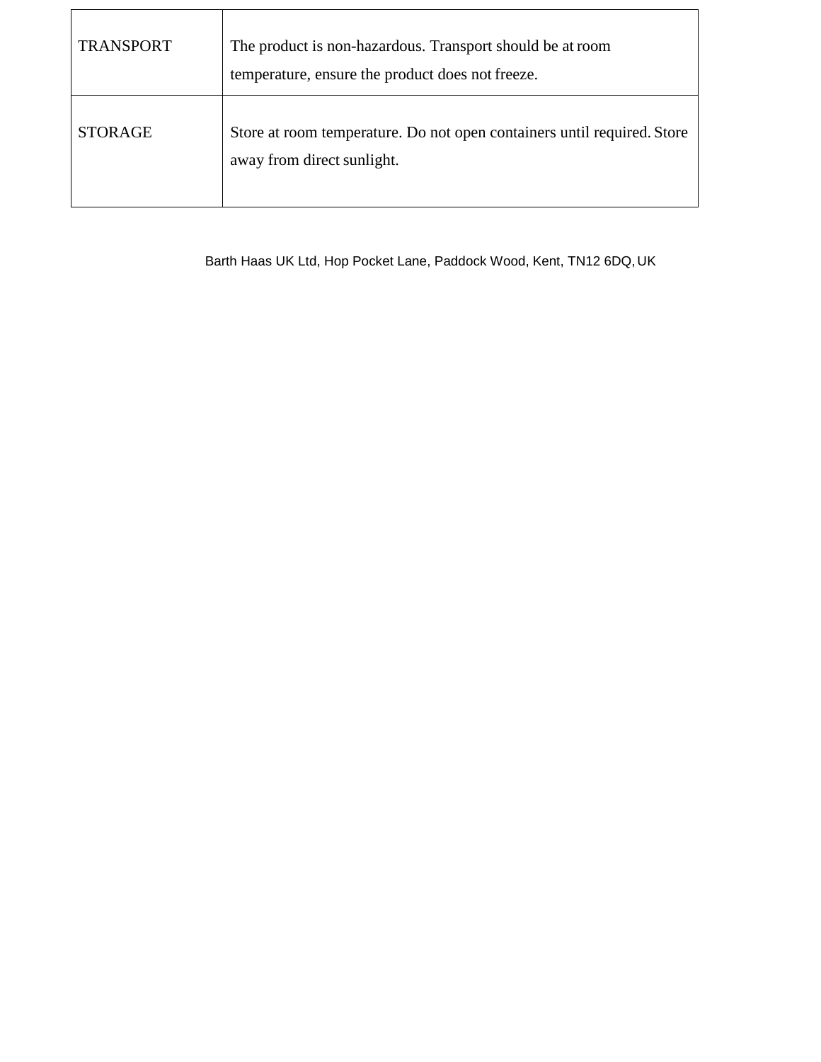| | |
|---|---|
| TRANSPORT | The product is non-hazardous. Transport should be at room temperature, ensure the product does not freeze. |
| STORAGE | Store at room temperature. Do not open containers until required. Store away from direct sunlight. |

Barth Haas UK Ltd, Hop Pocket Lane, Paddock Wood, Kent, TN12 6DQ, UK